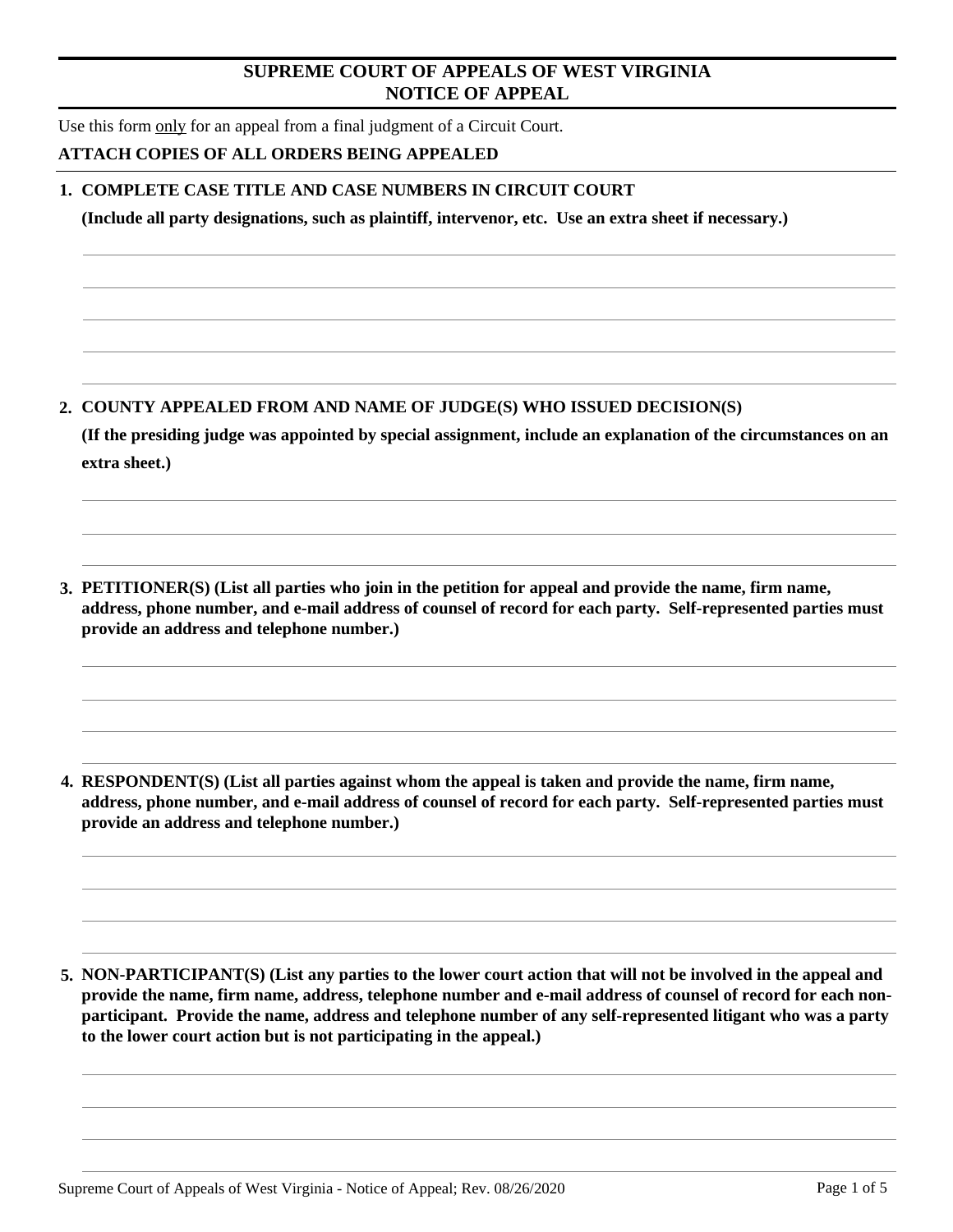# SUPREME COURT OF APPEALS OF WEST VIRGINIA
# NOTICE OF APPEAL

Use this form only for an appeal from a final judgment of a Circuit Court.

**ATTACH COPIES OF ALL ORDERS BEING APPEALED**

**1. COMPLETE CASE TITLE AND CASE NUMBERS IN CIRCUIT COURT**

**(Include all party designations, such as plaintiff, intervenor, etc. Use an extra sheet if necessary.)**

**2. COUNTY APPEALED FROM AND NAME OF JUDGE(S) WHO ISSUED DECISION(S)**

**(If the presiding judge was appointed by special assignment, include an explanation of the circumstances on an extra sheet.)**

**3. PETITIONER(S) (List all parties who join in the petition for appeal and provide the name, firm name, address, phone number, and e-mail address of counsel of record for each party. Self-represented parties must provide an address and telephone number.)**

**4. RESPONDENT(S) (List all parties against whom the appeal is taken and provide the name, firm name, address, phone number, and e-mail address of counsel of record for each party. Self-represented parties must provide an address and telephone number.)**

**5. NON-PARTICIPANT(S) (List any parties to the lower court action that will not be involved in the appeal and provide the name, firm name, address, telephone number and e-mail address of counsel of record for each non-participant. Provide the name, address and telephone number of any self-represented litigant who was a party to the lower court action but is not participating in the appeal.)**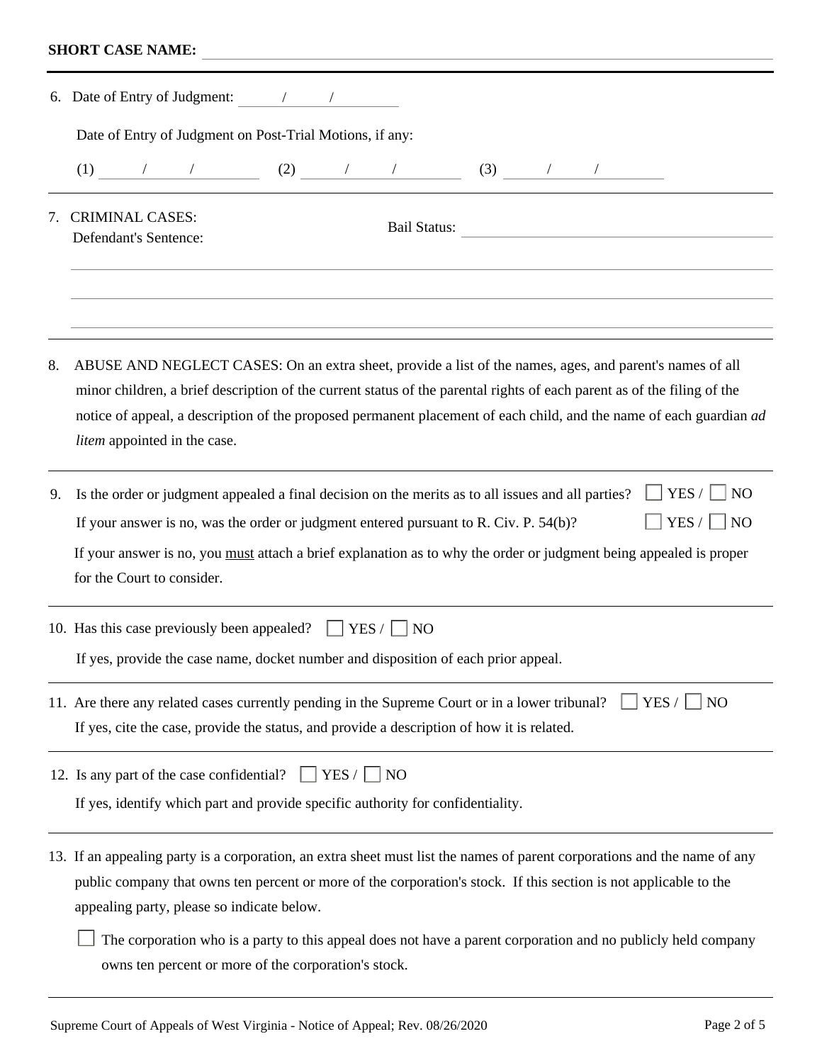**SHORT CASE NAME:** ______________________________

6. Date of Entry of Judgment: ____/____/________

   Date of Entry of Judgment on Post-Trial Motions, if any:

   (1) ____/____/________ (2) ____/____/________ (3) ____/____/________

7. CRIMINAL CASES:
   Defendant's Sentence: Bail Status: ______________________________

   ______________________________________________________________

   ______________________________________________________________

   ______________________________________________________________

8. ABUSE AND NEGLECT CASES: On an extra sheet, provide a list of the names, ages, and parent's names of all minor children, a brief description of the current status of the parental rights of each parent as of the filing of the notice of appeal, a description of the proposed permanent placement of each child, and the name of each guardian *ad litem* appointed in the case.

9. Is the order or judgment appealed a final decision on the merits as to all issues and all parties? ☐ YES / ☐ NO

   If your answer is no, was the order or judgment entered pursuant to R. Civ. P. 54(b)? ☐ YES / ☐ NO

   If your answer is no, you <u>must</u> attach a brief explanation as to why the order or judgment being appealed is proper for the Court to consider.

10. Has this case previously been appealed? ☐ YES / ☐ NO

    If yes, provide the case name, docket number and disposition of each prior appeal.

11. Are there any related cases currently pending in the Supreme Court or in a lower tribunal? ☐ YES / ☐ NO

    If yes, cite the case, provide the status, and provide a description of how it is related.

12. Is any part of the case confidential? ☐ YES / ☐ NO

    If yes, identify which part and provide specific authority for confidentiality.

13. If an appealing party is a corporation, an extra sheet must list the names of parent corporations and the name of any public company that owns ten percent or more of the corporation's stock. If this section is not applicable to the appealing party, please so indicate below.

    ☐ The corporation who is a party to this appeal does not have a parent corporation and no publicly held company owns ten percent or more of the corporation's stock.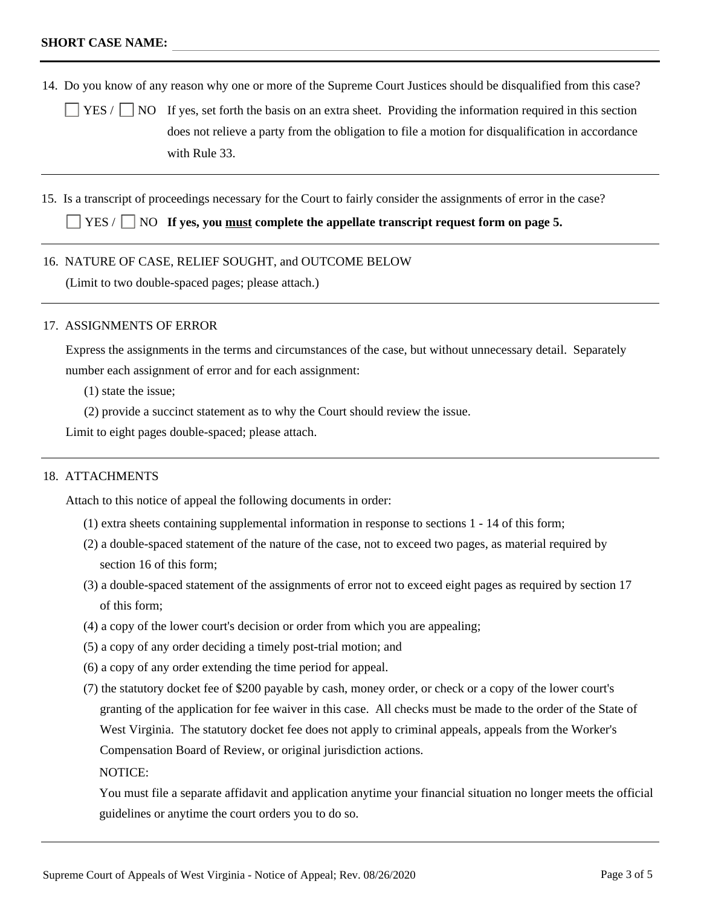**SHORT CASE NAME:** ____________________

14. Do you know of any reason why one or more of the Supreme Court Justices should be disqualified from this case?

☐ YES / ☐ NO If yes, set forth the basis on an extra sheet. Providing the information required in this section does not relieve a party from the obligation to file a motion for disqualification in accordance with Rule 33.

---

15. Is a transcript of proceedings necessary for the Court to fairly consider the assignments of error in the case?

☐ YES / ☐ NO **If yes, you <u>must</u> complete the appellate transcript request form on page 5.**

---

16. NATURE OF CASE, RELIEF SOUGHT, and OUTCOME BELOW

(Limit to two double-spaced pages; please attach.)

---

17. ASSIGNMENTS OF ERROR

Express the assignments in the terms and circumstances of the case, but without unnecessary detail. Separately number each assignment of error and for each assignment:

(1) state the issue;

(2) provide a succinct statement as to why the Court should review the issue.

Limit to eight pages double-spaced; please attach.

---

18. ATTACHMENTS

Attach to this notice of appeal the following documents in order:

(1) extra sheets containing supplemental information in response to sections 1 - 14 of this form;

(2) a double-spaced statement of the nature of the case, not to exceed two pages, as material required by section 16 of this form;

(3) a double-spaced statement of the assignments of error not to exceed eight pages as required by section 17 of this form;

(4) a copy of the lower court's decision or order from which you are appealing;

(5) a copy of any order deciding a timely post-trial motion; and

(6) a copy of any order extending the time period for appeal.

(7) the statutory docket fee of $200 payable by cash, money order, or check or a copy of the lower court's granting of the application for fee waiver in this case. All checks must be made to the order of the State of West Virginia. The statutory docket fee does not apply to criminal appeals, appeals from the Worker's Compensation Board of Review, or original jurisdiction actions.

NOTICE:

You must file a separate affidavit and application anytime your financial situation no longer meets the official guidelines or anytime the court orders you to do so.

---

Supreme Court of Appeals of West Virginia - Notice of Appeal; Rev. 08/26/2020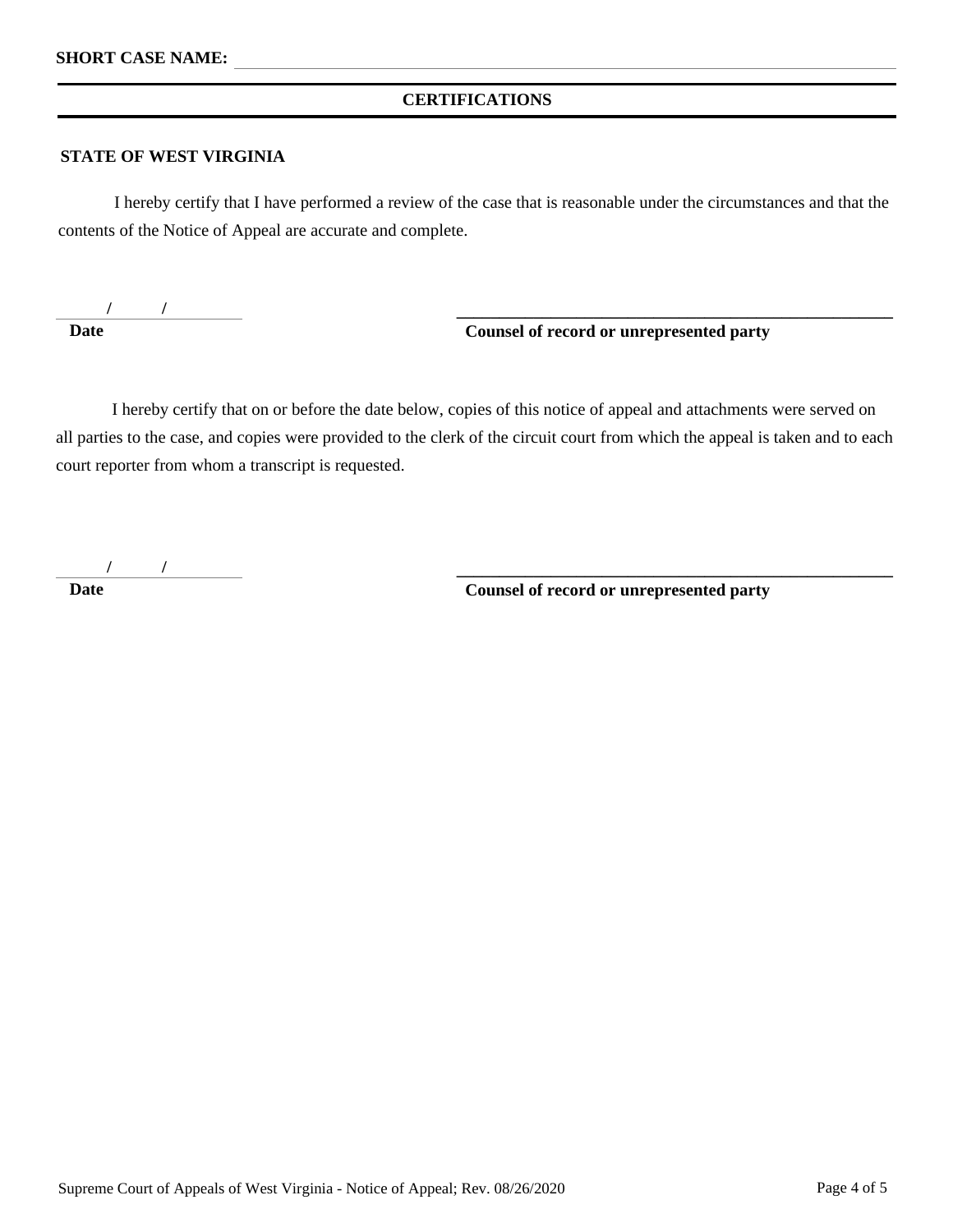**SHORT CASE NAME:** \_\_\_\_\_\_\_\_\_\_\_\_\_\_\_\_\_\_\_\_\_\_\_\_\_\_\_\_\_\_\_\_\_\_\_\_\_\_\_\_

## CERTIFICATIONS

**STATE OF WEST VIRGINIA**

I hereby certify that I have performed a review of the case that is reasonable under the circumstances and that the contents of the Notice of Appeal are accurate and complete.

\_\_\_\_/\_\_\_\_/\_\_\_\_\_\_ \_\_\_\_\_\_\_\_\_\_\_\_\_\_\_\_\_\_\_\_\_\_\_\_\_\_\_\_\_\_\_\_\_\_\_\_\_\_\_\_

**Date** **Counsel of record or unrepresented party**

I hereby certify that on or before the date below, copies of this notice of appeal and attachments were served on all parties to the case, and copies were provided to the clerk of the circuit court from which the appeal is taken and to each court reporter from whom a transcript is requested.

\_\_\_\_/\_\_\_\_/\_\_\_\_\_\_ \_\_\_\_\_\_\_\_\_\_\_\_\_\_\_\_\_\_\_\_\_\_\_\_\_\_\_\_\_\_\_\_\_\_\_\_\_\_\_\_

**Date** **Counsel of record or unrepresented party**

Supreme Court of Appeals of West Virginia - Notice of Appeal; Rev. 08/26/2020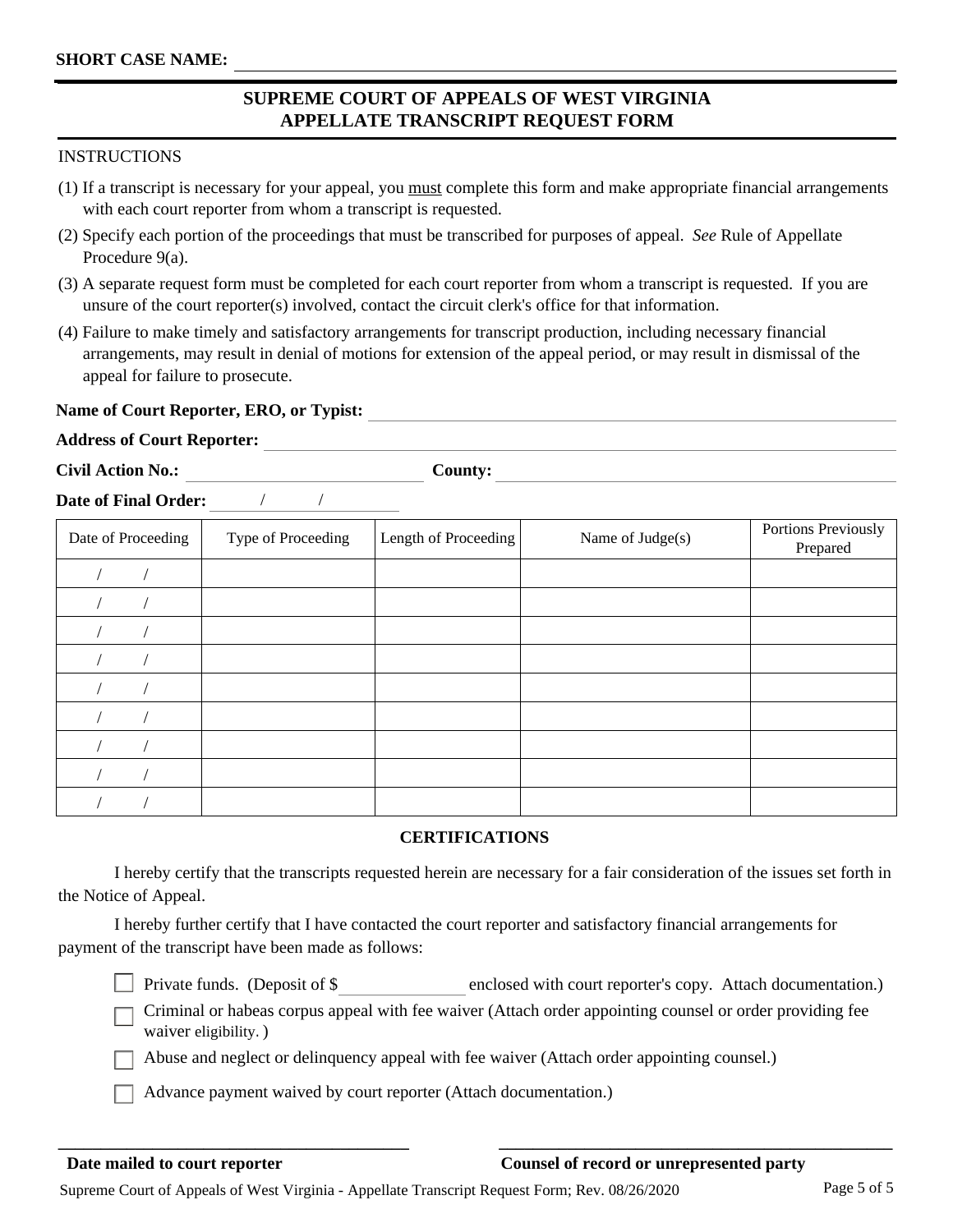**SHORT CASE NAME:** ______________________________

## SUPREME COURT OF APPEALS OF WEST VIRGINIA
## APPELLATE TRANSCRIPT REQUEST FORM

INSTRUCTIONS

(1) If a transcript is necessary for your appeal, you must complete this form and make appropriate financial arrangements with each court reporter from whom a transcript is requested.

(2) Specify each portion of the proceedings that must be transcribed for purposes of appeal. *See* Rule of Appellate Procedure 9(a).

(3) A separate request form must be completed for each court reporter from whom a transcript is requested. If you are unsure of the court reporter(s) involved, contact the circuit clerk's office for that information.

(4) Failure to make timely and satisfactory arrangements for transcript production, including necessary financial arrangements, may result in denial of motions for extension of the appeal period, or may result in dismissal of the appeal for failure to prosecute.

**Name of Court Reporter, ERO, or Typist:** ______________________________

**Address of Court Reporter:** ______________________________

**Civil Action No.:** ______________ **County:** ______________

**Date of Final Order:** ____ / ____ / ____

| Date of Proceeding | Type of Proceeding | Length of Proceeding | Name of Judge(s) | Portions Previously Prepared |
|---|---|---|---|---|
| / / | | | | |
| / / | | | | |
| / / | | | | |
| / / | | | | |
| / / | | | | |
| / / | | | | |
| / / | | | | |
| / / | | | | |
| / / | | | | |

### CERTIFICATIONS

I hereby certify that the transcripts requested herein are necessary for a fair consideration of the issues set forth in the Notice of Appeal.

I hereby further certify that I have contacted the court reporter and satisfactory financial arrangements for payment of the transcript have been made as follows:

- ☐ Private funds. (Deposit of $__________ enclosed with court reporter's copy. Attach documentation.)
- ☐ Criminal or habeas corpus appeal with fee waiver (Attach order appointing counsel or order providing fee waiver eligibility. )
- ☐ Abuse and neglect or delinquency appeal with fee waiver (Attach order appointing counsel.)
- ☐ Advance payment waived by court reporter (Attach documentation.)

______________________________ ______________________________

**Date mailed to court reporter** **Counsel of record or unrepresented party**